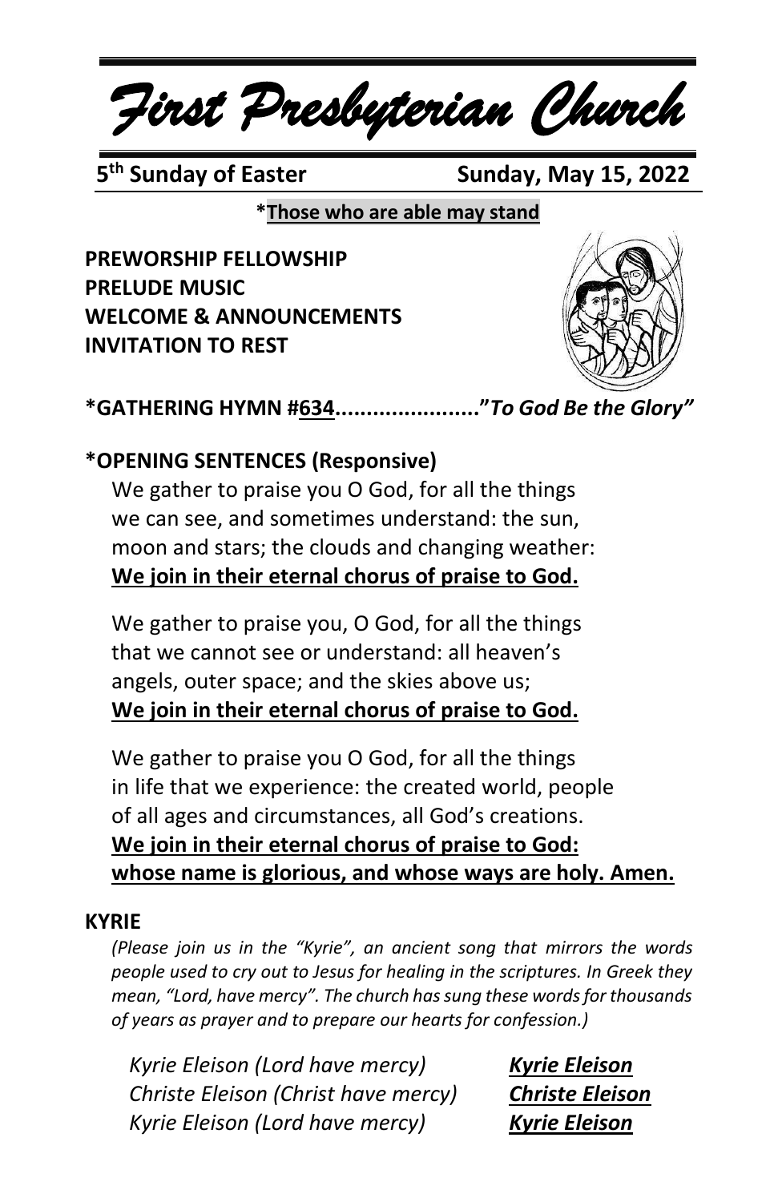# *First Presbyterian Church*

**5th Sunday of Easter** **Sunday, May 15, 2022**

***Those who are able may stand**

**PREWORSHIP FELLOWSHIP**
**PRELUDE MUSIC**
**WELCOME & ANNOUNCEMENTS**
**INVITATION TO REST**

**\*GATHERING HYMN #634......................."*To God Be the Glory"***

**\*OPENING SENTENCES (Responsive)**

We gather to praise you O God, for all the things we can see, and sometimes understand: the sun, moon and stars; the clouds and changing weather:
**We join in their eternal chorus of praise to God.**

We gather to praise you, O God, for all the things that we cannot see or understand: all heaven's angels, outer space; and the skies above us;
**We join in their eternal chorus of praise to God.**

We gather to praise you O God, for all the things in life that we experience: the created world, people of all ages and circumstances, all God's creations.
**We join in their eternal chorus of praise to God: whose name is glorious, and whose ways are holy. Amen.**

**KYRIE**

*(Please join us in the "Kyrie", an ancient song that mirrors the words people used to cry out to Jesus for healing in the scriptures. In Greek they mean, "Lord, have mercy". The church has sung these words for thousands of years as prayer and to prepare our hearts for confession.)*

*Kyrie Eleison (Lord have mercy)* ***Kyrie Eleison***
*Christe Eleison (Christ have mercy)* ***Christe Eleison***
*Kyrie Eleison (Lord have mercy)* ***Kyrie Eleison***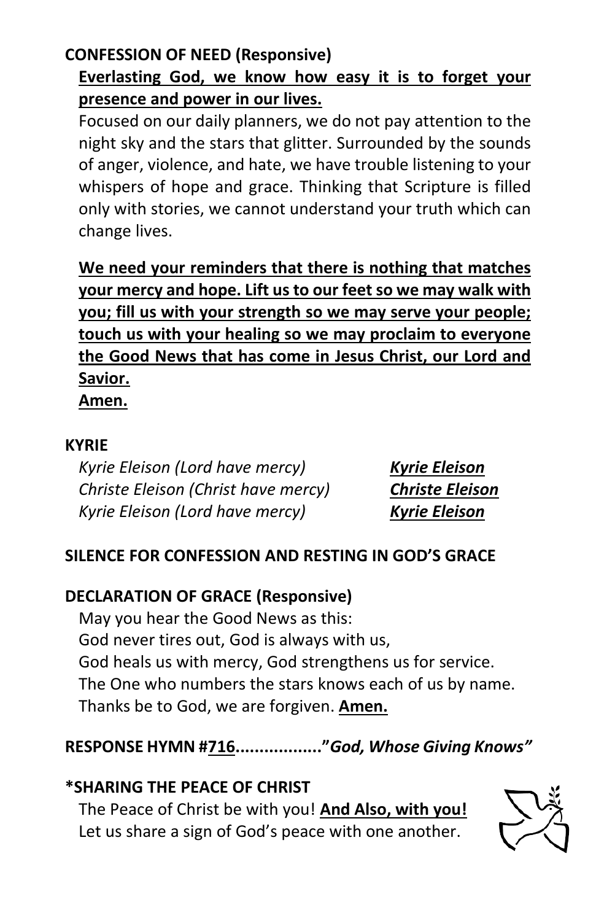**CONFESSION OF NEED (Responsive)**

**Everlasting God, we know how easy it is to forget your presence and power in our lives.**

Focused on our daily planners, we do not pay attention to the night sky and the stars that glitter. Surrounded by the sounds of anger, violence, and hate, we have trouble listening to your whispers of hope and grace. Thinking that Scripture is filled only with stories, we cannot understand your truth which can change lives.

**We need your reminders that there is nothing that matches your mercy and hope. Lift us to our feet so we may walk with you; fill us with your strength so we may serve your people; touch us with your healing so we may proclaim to everyone the Good News that has come in Jesus Christ, our Lord and Savior.**
**Amen.**

**KYRIE**

*Kyrie Eleison (Lord have mercy)* ***Kyrie Eleison***
*Christe Eleison (Christ have mercy)* ***Christe Eleison***
*Kyrie Eleison (Lord have mercy)* ***Kyrie Eleison***

**SILENCE FOR CONFESSION AND RESTING IN GOD'S GRACE**

**DECLARATION OF GRACE (Responsive)**

May you hear the Good News as this:
God never tires out, God is always with us,
God heals us with mercy, God strengthens us for service.
The One who numbers the stars knows each of us by name.
Thanks be to God, we are forgiven. **Amen.**

**RESPONSE HYMN #716................."*God, Whose Giving Knows"***

**\*SHARING THE PEACE OF CHRIST**

The Peace of Christ be with you! **And Also, with you!**
Let us share a sign of God's peace with one another.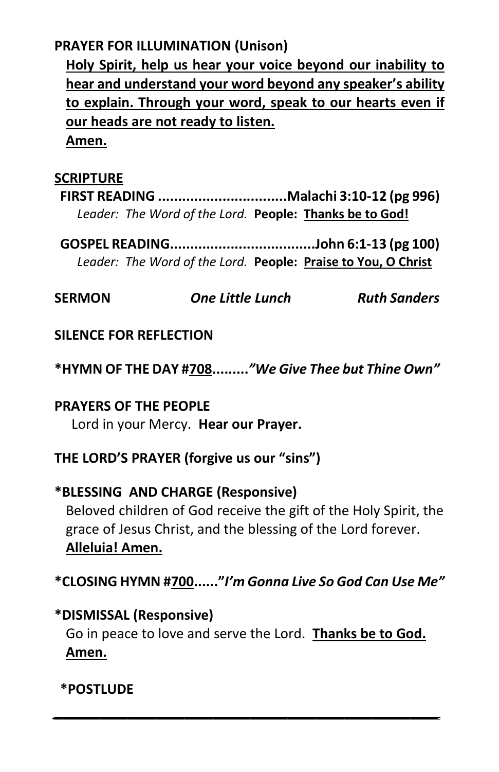**PRAYER FOR ILLUMINATION (Unison)**

**Holy Spirit, help us hear your voice beyond our inability to hear and understand your word beyond any speaker's ability to explain. Through your word, speak to our hearts even if our heads are not ready to listen.**
**Amen.**

**SCRIPTURE**

**FIRST READING ................................Malachi 3:10-12 (pg 996)**
*Leader: The Word of the Lord.* **People: Thanks be to God!**

**GOSPEL READING...................................John 6:1-13 (pg 100)**
*Leader: The Word of the Lord.* **People: Praise to You, O Christ**

**SERMON** ***One Little Lunch*** ***Ruth Sanders***

**SILENCE FOR REFLECTION**

**\*HYMN OF THE DAY #708.........*"We Give Thee but Thine Own"***

**PRAYERS OF THE PEOPLE**
Lord in your Mercy. **Hear our Prayer.**

**THE LORD'S PRAYER (forgive us our "sins")**

**\*BLESSING AND CHARGE (Responsive)**
Beloved children of God receive the gift of the Holy Spirit, the grace of Jesus Christ, and the blessing of the Lord forever.
**Alleluia! Amen.**

**\*CLOSING HYMN #700......"*I'm Gonna Live So God Can Use Me"***

**\*DISMISSAL (Responsive)**
Go in peace to love and serve the Lord. **Thanks be to God. Amen.**

**\*POSTLUDE**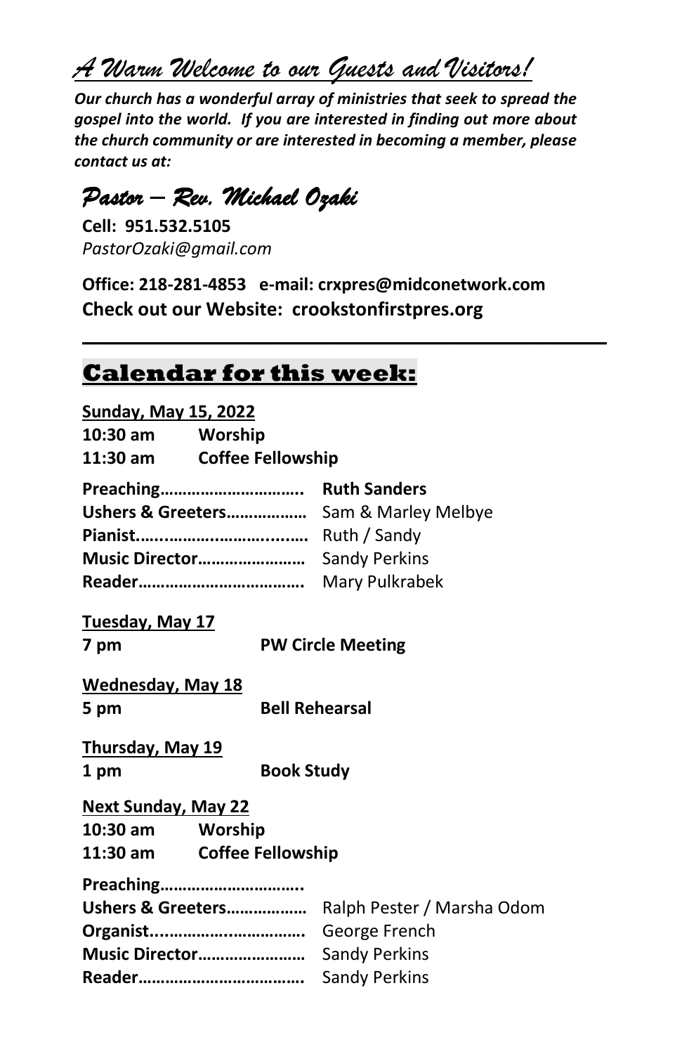# *A Warm Welcome to our Guests and Visitors!*

***Our church has a wonderful array of ministries that seek to spread the gospel into the world. If you are interested in finding out more about the church community or are interested in becoming a member, please contact us at:***

## *Pastor – Rev. Michael Ozaki*

**Cell: 951.532.5105**
*PastorOzaki@gmail.com*

**Office: 218-281-4853 e-mail: crxpres@midconetwork.com**
**Check out our Website: crookstonfirstpres.org**

---

## Calendar for this week:

**Sunday, May 15, 2022**
**10:30 am Worship**
**11:30 am Coffee Fellowship**

**Preaching…………………………. Ruth Sanders**
**Ushers & Greeters……………** Sam & Marley Melbye
**Pianist…..……………………..…..** Ruth / Sandy
**Music Director……………………** Sandy Perkins
**Reader……………………………….** Mary Pulkrabek

**Tuesday, May 17**
**7 pm PW Circle Meeting**

**Wednesday, May 18**
**5 pm Bell Rehearsal**

**Thursday, May 19**
**1 pm Book Study**

**Next Sunday, May 22**
**10:30 am Worship**
**11:30 am Coffee Fellowship**

**Preaching………………………….**
**Ushers & Greeters……………** Ralph Pester / Marsha Odom
**Organist.........................……….** George French
**Music Director……………………** Sandy Perkins
**Reader……………………………….** Sandy Perkins